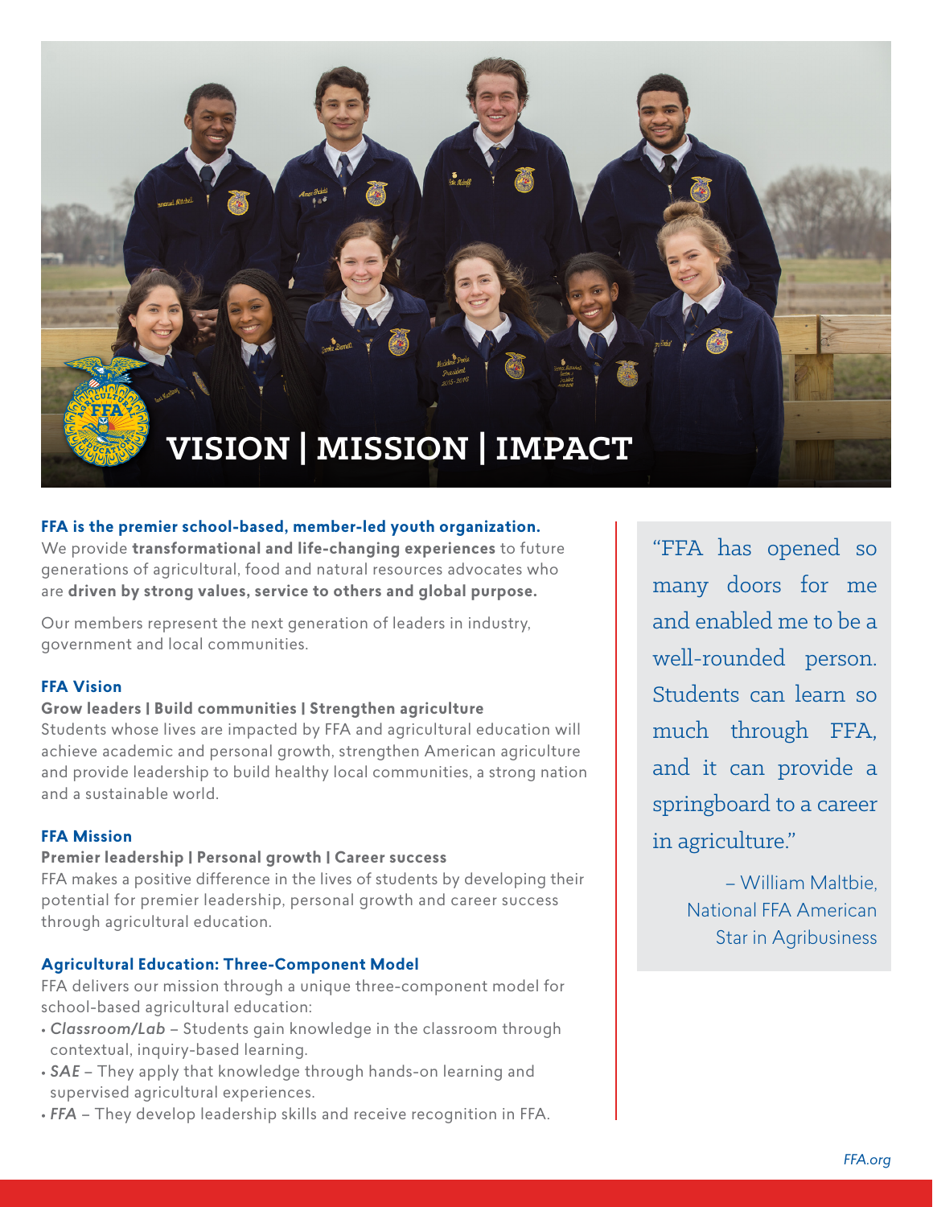# VISION | MISSION | IMPACT

**FFA is the premier school-based, member-led youth organization.**
We provide **transformational and life-changing experiences** to future generations of agricultural, food and natural resources advocates who are **driven by strong values, service to others and global purpose.**

Our members represent the next generation of leaders in industry, government and local communities.

## FFA Vision

**Grow leaders | Build communities | Strengthen agriculture**
Students whose lives are impacted by FFA and agricultural education will achieve academic and personal growth, strengthen American agriculture and provide leadership to build healthy local communities, a strong nation and a sustainable world.

## FFA Mission

**Premier leadership | Personal growth | Career success**
FFA makes a positive difference in the lives of students by developing their potential for premier leadership, personal growth and career success through agricultural education.

## Agricultural Education: Three-Component Model

FFA delivers our mission through a unique three-component model for school-based agricultural education:

- *Classroom/Lab* – Students gain knowledge in the classroom through contextual, inquiry-based learning.
- *SAE* – They apply that knowledge through hands-on learning and supervised agricultural experiences.
- *FFA* – They develop leadership skills and receive recognition in FFA.

> "FFA has opened so many doors for me and enabled me to be a well-rounded person. Students can learn so much through FFA, and it can provide a springboard to a career in agriculture."
>
> – William Maltbie, National FFA American Star in Agribusiness

*FFA.org*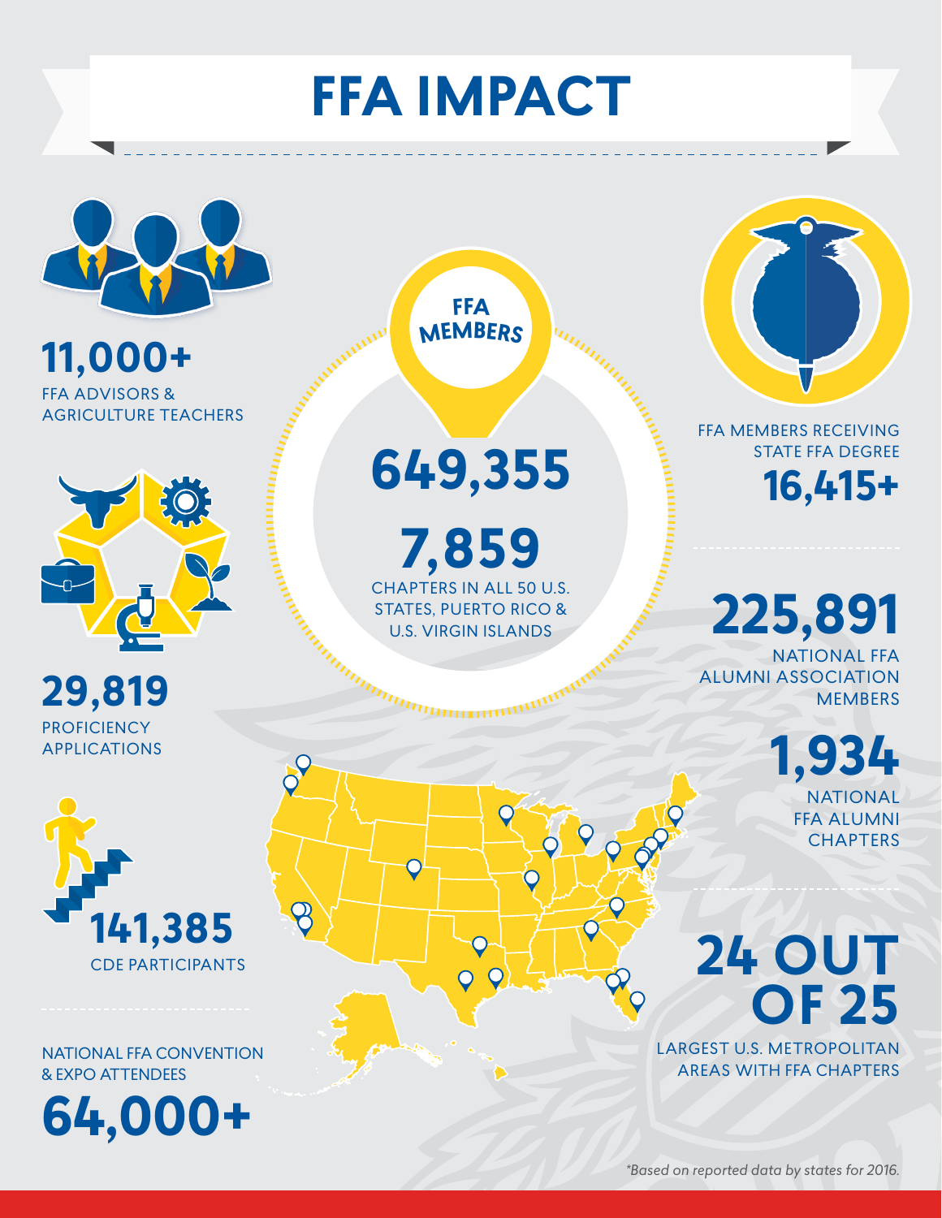# FFA IMPACT

**11,000+**
FFA ADVISORS & AGRICULTURE TEACHERS

**29,819**
PROFICIENCY APPLICATIONS

**141,385**
CDE PARTICIPANTS

NATIONAL FFA CONVENTION & EXPO ATTENDEES
**64,000+**

FFA MEMBERS
**649,355**

**7,859**
CHAPTERS IN ALL 50 U.S. STATES, PUERTO RICO & U.S. VIRGIN ISLANDS

FFA MEMBERS RECEIVING STATE FFA DEGREE
**16,415+**

**225,891**
NATIONAL FFA ALUMNI ASSOCIATION MEMBERS

**1,934**
NATIONAL FFA ALUMNI CHAPTERS

**24 OUT OF 25**
LARGEST U.S. METROPOLITAN AREAS WITH FFA CHAPTERS

*Based on reported data by states for 2016.*